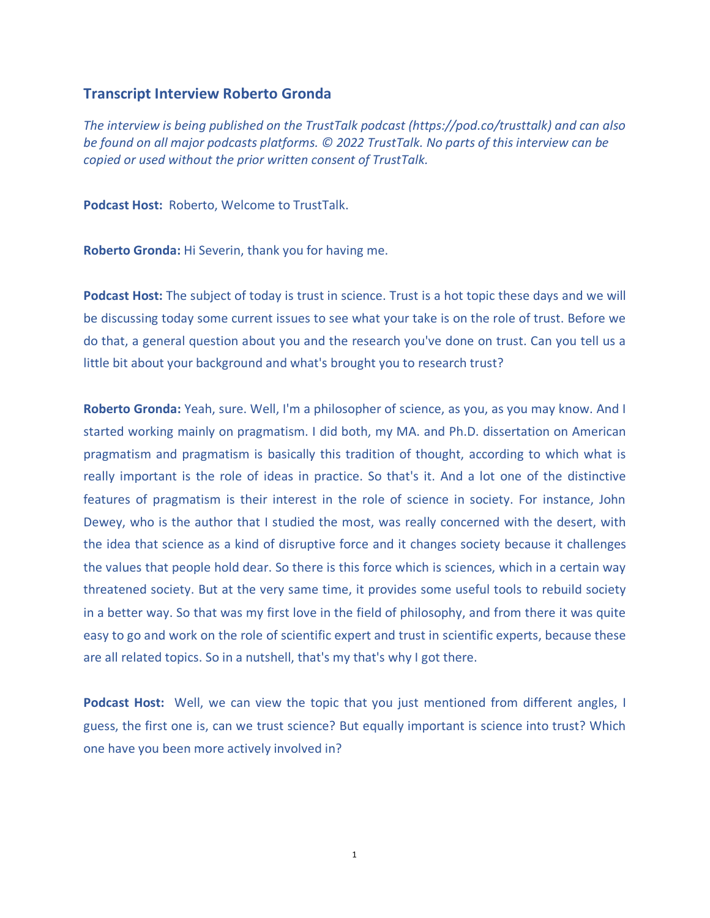## Transcript Interview Roberto Gronda

*The interview is being published on the TrustTalk podcast (https://pod.co/trusttalk) and can also be found on all major podcasts platforms. © 2022 TrustTalk. No parts of this interview can be copied or used without the prior written consent of TrustTalk.*

**Podcast Host:** Roberto, Welcome to TrustTalk.

**Roberto Gronda:** Hi Severin, thank you for having me.

**Podcast Host:** The subject of today is trust in science. Trust is a hot topic these days and we will be discussing today some current issues to see what your take is on the role of trust. Before we do that, a general question about you and the research you've done on trust. Can you tell us a little bit about your background and what's brought you to research trust?

**Roberto Gronda:** Yeah, sure. Well, I'm a philosopher of science, as you, as you may know. And I started working mainly on pragmatism. I did both, my MA. and Ph.D. dissertation on American pragmatism and pragmatism is basically this tradition of thought, according to which what is really important is the role of ideas in practice. So that's it. And a lot one of the distinctive features of pragmatism is their interest in the role of science in society. For instance, John Dewey, who is the author that I studied the most, was really concerned with the desert, with the idea that science as a kind of disruptive force and it changes society because it challenges the values that people hold dear. So there is this force which is sciences, which in a certain way threatened society. But at the very same time, it provides some useful tools to rebuild society in a better way. So that was my first love in the field of philosophy, and from there it was quite easy to go and work on the role of scientific expert and trust in scientific experts, because these are all related topics. So in a nutshell, that's my that's why I got there.

**Podcast Host:** Well, we can view the topic that you just mentioned from different angles, I guess, the first one is, can we trust science? But equally important is science into trust? Which one have you been more actively involved in?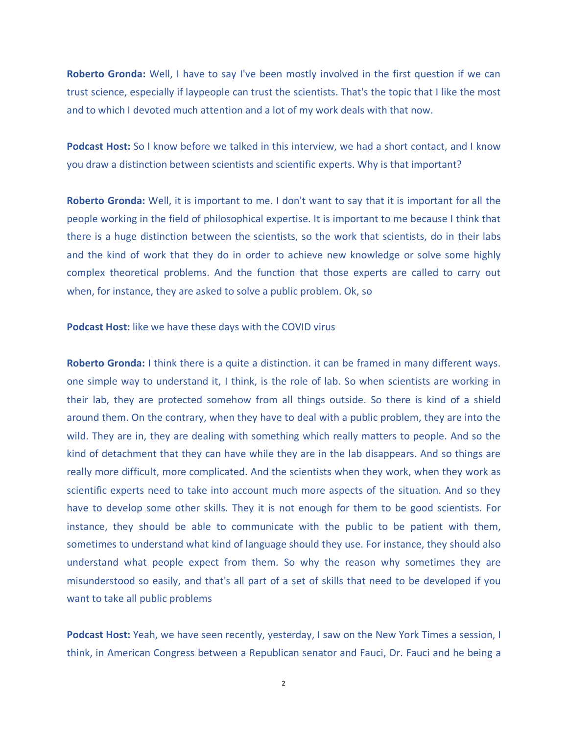**Roberto Gronda:** Well, I have to say I've been mostly involved in the first question if we can trust science, especially if laypeople can trust the scientists. That's the topic that I like the most and to which I devoted much attention and a lot of my work deals with that now.

**Podcast Host:** So I know before we talked in this interview, we had a short contact, and I know you draw a distinction between scientists and scientific experts. Why is that important?

**Roberto Gronda:** Well, it is important to me. I don't want to say that it is important for all the people working in the field of philosophical expertise. It is important to me because I think that there is a huge distinction between the scientists, so the work that scientists, do in their labs and the kind of work that they do in order to achieve new knowledge or solve some highly complex theoretical problems. And the function that those experts are called to carry out when, for instance, they are asked to solve a public problem. Ok, so

**Podcast Host:** like we have these days with the COVID virus

**Roberto Gronda:** I think there is a quite a distinction. it can be framed in many different ways. one simple way to understand it, I think, is the role of lab. So when scientists are working in their lab, they are protected somehow from all things outside. So there is kind of a shield around them. On the contrary, when they have to deal with a public problem, they are into the wild. They are in, they are dealing with something which really matters to people. And so the kind of detachment that they can have while they are in the lab disappears. And so things are really more difficult, more complicated. And the scientists when they work, when they work as scientific experts need to take into account much more aspects of the situation. And so they have to develop some other skills. They it is not enough for them to be good scientists. For instance, they should be able to communicate with the public to be patient with them, sometimes to understand what kind of language should they use. For instance, they should also understand what people expect from them. So why the reason why sometimes they are misunderstood so easily, and that's all part of a set of skills that need to be developed if you want to take all public problems

**Podcast Host:** Yeah, we have seen recently, yesterday, I saw on the New York Times a session, I think, in American Congress between a Republican senator and Fauci, Dr. Fauci and he being a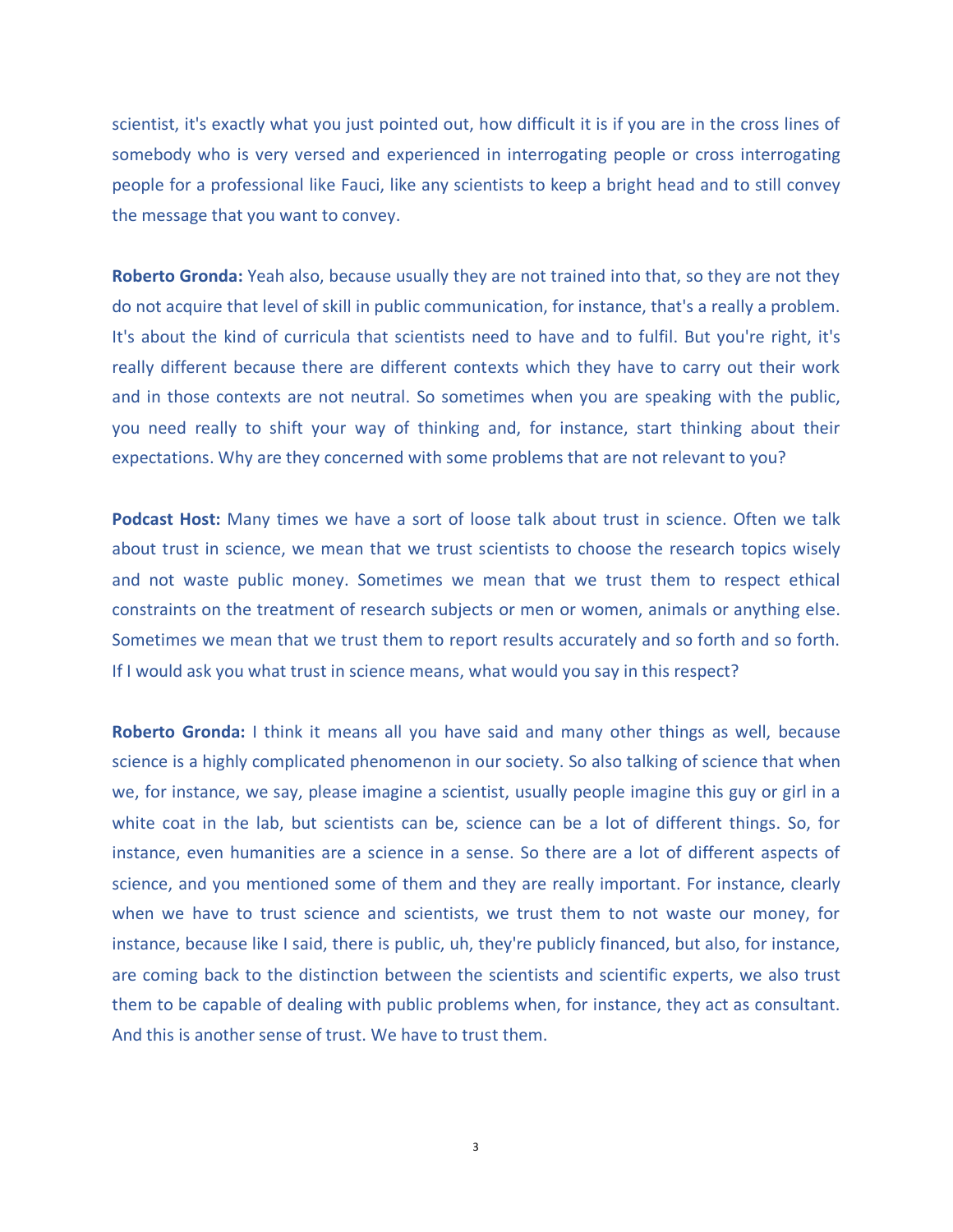scientist, it's exactly what you just pointed out, how difficult it is if you are in the cross lines of somebody who is very versed and experienced in interrogating people or cross interrogating people for a professional like Fauci, like any scientists to keep a bright head and to still convey the message that you want to convey.

**Roberto Gronda:** Yeah also, because usually they are not trained into that, so they are not they do not acquire that level of skill in public communication, for instance, that's a really a problem. It's about the kind of curricula that scientists need to have and to fulfil. But you're right, it's really different because there are different contexts which they have to carry out their work and in those contexts are not neutral. So sometimes when you are speaking with the public, you need really to shift your way of thinking and, for instance, start thinking about their expectations. Why are they concerned with some problems that are not relevant to you?

**Podcast Host:** Many times we have a sort of loose talk about trust in science. Often we talk about trust in science, we mean that we trust scientists to choose the research topics wisely and not waste public money. Sometimes we mean that we trust them to respect ethical constraints on the treatment of research subjects or men or women, animals or anything else. Sometimes we mean that we trust them to report results accurately and so forth and so forth. If I would ask you what trust in science means, what would you say in this respect?

**Roberto Gronda:** I think it means all you have said and many other things as well, because science is a highly complicated phenomenon in our society. So also talking of science that when we, for instance, we say, please imagine a scientist, usually people imagine this guy or girl in a white coat in the lab, but scientists can be, science can be a lot of different things. So, for instance, even humanities are a science in a sense. So there are a lot of different aspects of science, and you mentioned some of them and they are really important. For instance, clearly when we have to trust science and scientists, we trust them to not waste our money, for instance, because like I said, there is public, uh, they're publicly financed, but also, for instance, are coming back to the distinction between the scientists and scientific experts, we also trust them to be capable of dealing with public problems when, for instance, they act as consultant. And this is another sense of trust. We have to trust them.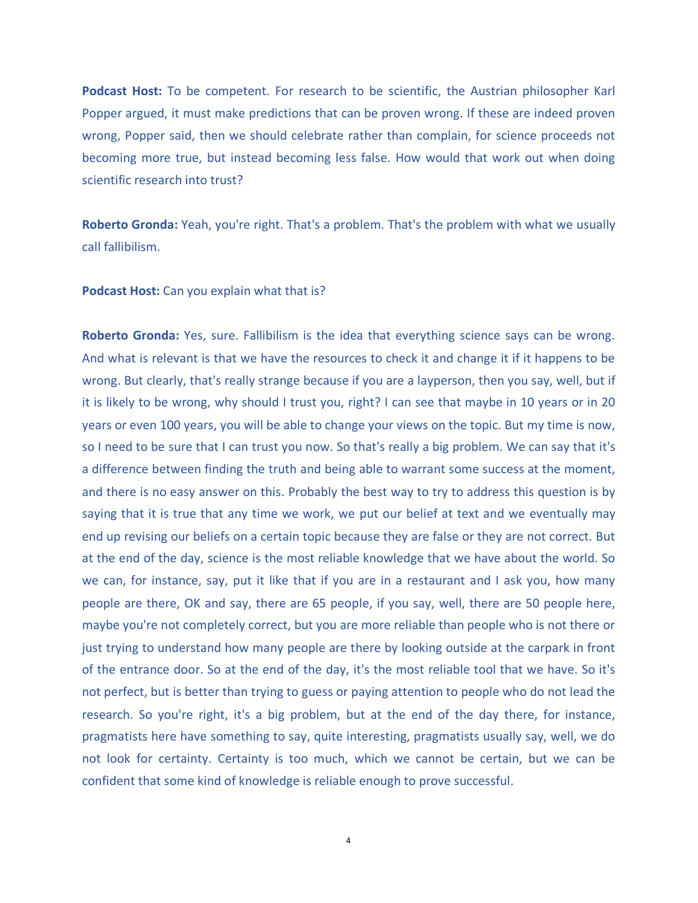**Podcast Host:** To be competent. For research to be scientific, the Austrian philosopher Karl Popper argued, it must make predictions that can be proven wrong. If these are indeed proven wrong, Popper said, then we should celebrate rather than complain, for science proceeds not becoming more true, but instead becoming less false. How would that work out when doing scientific research into trust?

**Roberto Gronda:** Yeah, you're right. That's a problem. That's the problem with what we usually call fallibilism.

**Podcast Host:** Can you explain what that is?

**Roberto Gronda:** Yes, sure. Fallibilism is the idea that everything science says can be wrong. And what is relevant is that we have the resources to check it and change it if it happens to be wrong. But clearly, that's really strange because if you are a layperson, then you say, well, but if it is likely to be wrong, why should I trust you, right? I can see that maybe in 10 years or in 20 years or even 100 years, you will be able to change your views on the topic. But my time is now, so I need to be sure that I can trust you now. So that's really a big problem. We can say that it's a difference between finding the truth and being able to warrant some success at the moment, and there is no easy answer on this. Probably the best way to try to address this question is by saying that it is true that any time we work, we put our belief at text and we eventually may end up revising our beliefs on a certain topic because they are false or they are not correct. But at the end of the day, science is the most reliable knowledge that we have about the world. So we can, for instance, say, put it like that if you are in a restaurant and I ask you, how many people are there, OK and say, there are 65 people, if you say, well, there are 50 people here, maybe you're not completely correct, but you are more reliable than people who is not there or just trying to understand how many people are there by looking outside at the carpark in front of the entrance door. So at the end of the day, it's the most reliable tool that we have. So it's not perfect, but is better than trying to guess or paying attention to people who do not lead the research. So you're right, it's a big problem, but at the end of the day there, for instance, pragmatists here have something to say, quite interesting, pragmatists usually say, well, we do not look for certainty. Certainty is too much, which we cannot be certain, but we can be confident that some kind of knowledge is reliable enough to prove successful.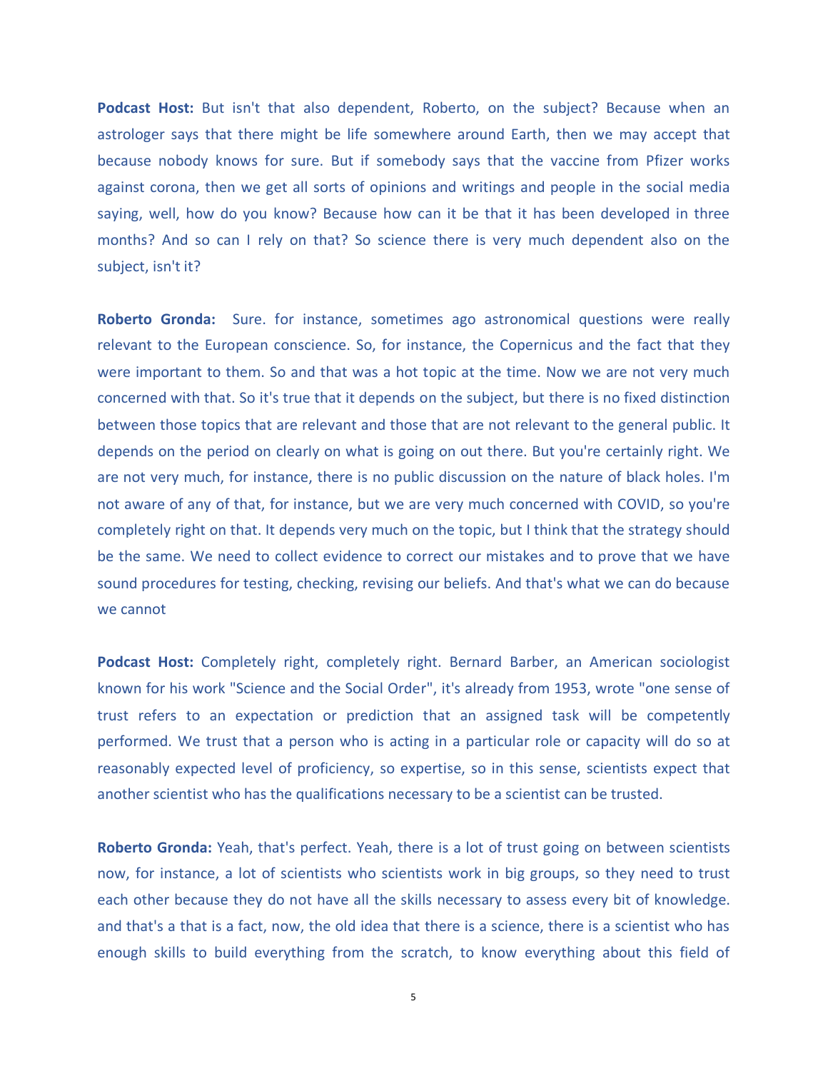**Podcast Host:** But isn't that also dependent, Roberto, on the subject? Because when an astrologer says that there might be life somewhere around Earth, then we may accept that because nobody knows for sure. But if somebody says that the vaccine from Pfizer works against corona, then we get all sorts of opinions and writings and people in the social media saying, well, how do you know? Because how can it be that it has been developed in three months? And so can I rely on that? So science there is very much dependent also on the subject, isn't it?

**Roberto Gronda:** Sure. for instance, sometimes ago astronomical questions were really relevant to the European conscience. So, for instance, the Copernicus and the fact that they were important to them. So and that was a hot topic at the time. Now we are not very much concerned with that. So it's true that it depends on the subject, but there is no fixed distinction between those topics that are relevant and those that are not relevant to the general public. It depends on the period on clearly on what is going on out there. But you're certainly right. We are not very much, for instance, there is no public discussion on the nature of black holes. I'm not aware of any of that, for instance, but we are very much concerned with COVID, so you're completely right on that. It depends very much on the topic, but I think that the strategy should be the same. We need to collect evidence to correct our mistakes and to prove that we have sound procedures for testing, checking, revising our beliefs. And that's what we can do because we cannot

**Podcast Host:** Completely right, completely right. Bernard Barber, an American sociologist known for his work "Science and the Social Order", it's already from 1953, wrote "one sense of trust refers to an expectation or prediction that an assigned task will be competently performed. We trust that a person who is acting in a particular role or capacity will do so at reasonably expected level of proficiency, so expertise, so in this sense, scientists expect that another scientist who has the qualifications necessary to be a scientist can be trusted.

**Roberto Gronda:** Yeah, that's perfect. Yeah, there is a lot of trust going on between scientists now, for instance, a lot of scientists who scientists work in big groups, so they need to trust each other because they do not have all the skills necessary to assess every bit of knowledge. and that's a that is a fact, now, the old idea that there is a science, there is a scientist who has enough skills to build everything from the scratch, to know everything about this field of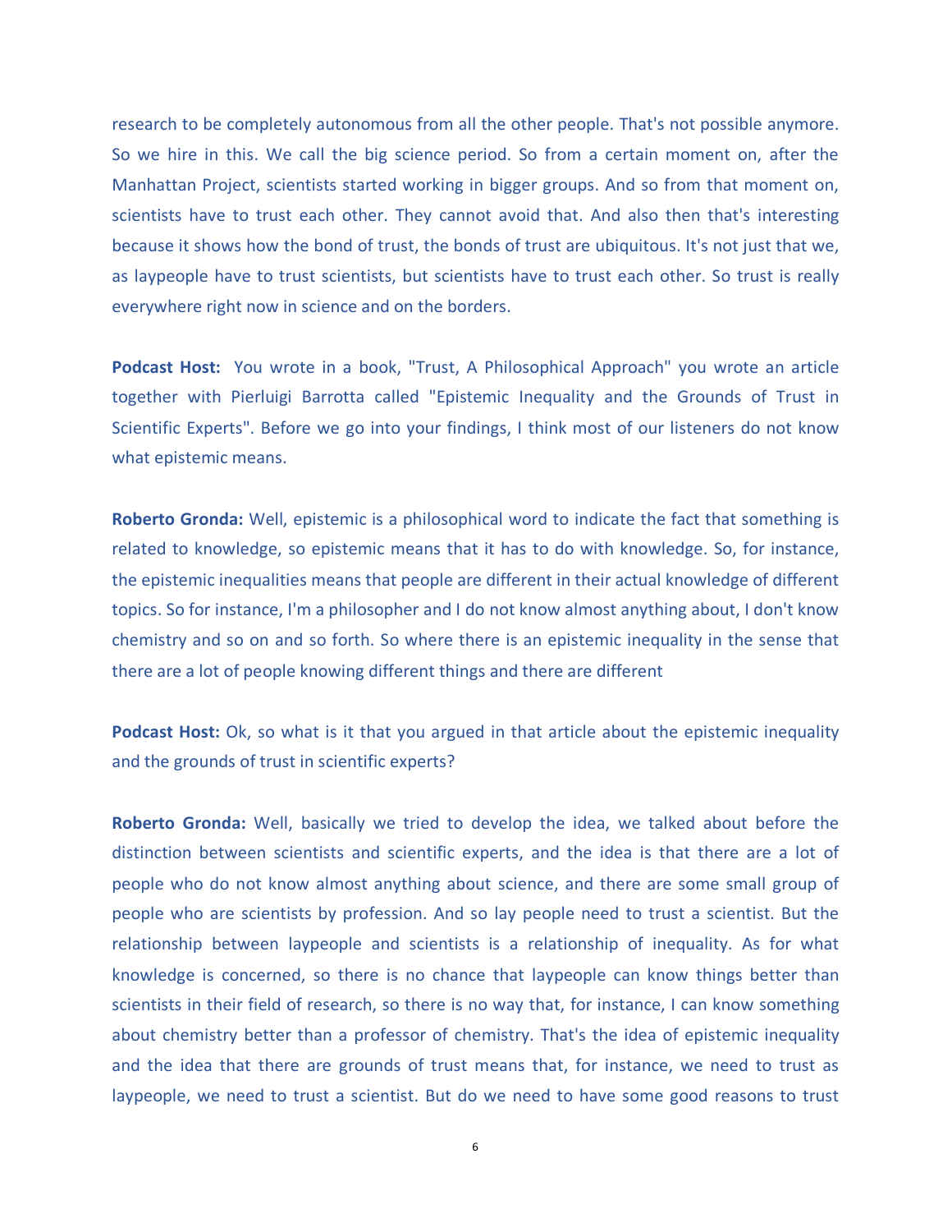research to be completely autonomous from all the other people. That's not possible anymore. So we hire in this. We call the big science period. So from a certain moment on, after the Manhattan Project, scientists started working in bigger groups. And so from that moment on, scientists have to trust each other. They cannot avoid that. And also then that's interesting because it shows how the bond of trust, the bonds of trust are ubiquitous. It's not just that we, as laypeople have to trust scientists, but scientists have to trust each other. So trust is really everywhere right now in science and on the borders.

**Podcast Host:** You wrote in a book, "Trust, A Philosophical Approach" you wrote an article together with Pierluigi Barrotta called "Epistemic Inequality and the Grounds of Trust in Scientific Experts". Before we go into your findings, I think most of our listeners do not know what epistemic means.

**Roberto Gronda:** Well, epistemic is a philosophical word to indicate the fact that something is related to knowledge, so epistemic means that it has to do with knowledge. So, for instance, the epistemic inequalities means that people are different in their actual knowledge of different topics. So for instance, I'm a philosopher and I do not know almost anything about, I don't know chemistry and so on and so forth. So where there is an epistemic inequality in the sense that there are a lot of people knowing different things and there are different

**Podcast Host:** Ok, so what is it that you argued in that article about the epistemic inequality and the grounds of trust in scientific experts?

**Roberto Gronda:** Well, basically we tried to develop the idea, we talked about before the distinction between scientists and scientific experts, and the idea is that there are a lot of people who do not know almost anything about science, and there are some small group of people who are scientists by profession. And so lay people need to trust a scientist. But the relationship between laypeople and scientists is a relationship of inequality. As for what knowledge is concerned, so there is no chance that laypeople can know things better than scientists in their field of research, so there is no way that, for instance, I can know something about chemistry better than a professor of chemistry. That's the idea of epistemic inequality and the idea that there are grounds of trust means that, for instance, we need to trust as laypeople, we need to trust a scientist. But do we need to have some good reasons to trust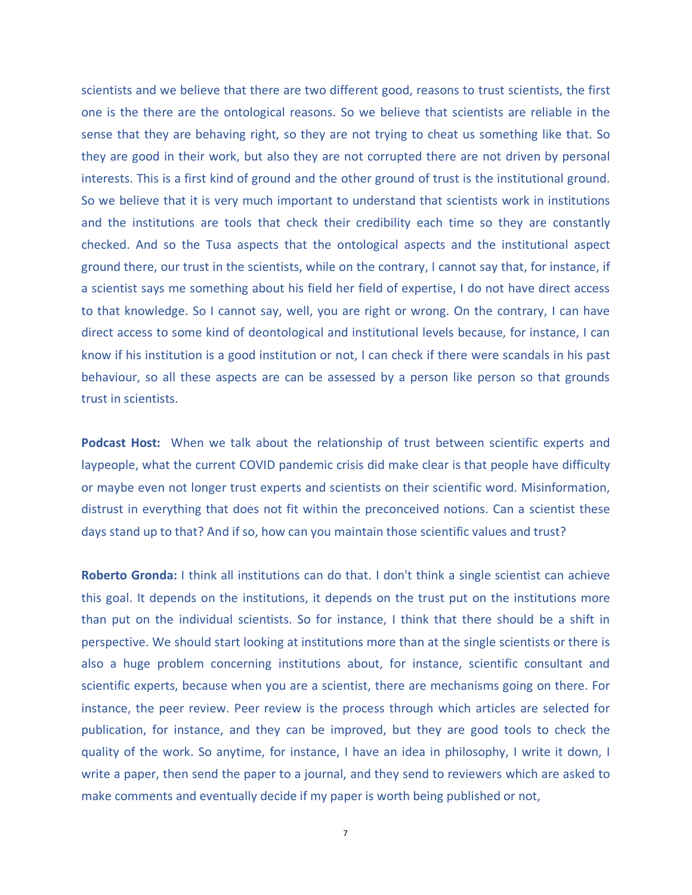scientists and we believe that there are two different good, reasons to trust scientists, the first one is the there are the ontological reasons. So we believe that scientists are reliable in the sense that they are behaving right, so they are not trying to cheat us something like that. So they are good in their work, but also they are not corrupted there are not driven by personal interests. This is a first kind of ground and the other ground of trust is the institutional ground. So we believe that it is very much important to understand that scientists work in institutions and the institutions are tools that check their credibility each time so they are constantly checked. And so the Tusa aspects that the ontological aspects and the institutional aspect ground there, our trust in the scientists, while on the contrary, I cannot say that, for instance, if a scientist says me something about his field her field of expertise, I do not have direct access to that knowledge. So I cannot say, well, you are right or wrong. On the contrary, I can have direct access to some kind of deontological and institutional levels because, for instance, I can know if his institution is a good institution or not, I can check if there were scandals in his past behaviour, so all these aspects are can be assessed by a person like person so that grounds trust in scientists.

**Podcast Host:** When we talk about the relationship of trust between scientific experts and laypeople, what the current COVID pandemic crisis did make clear is that people have difficulty or maybe even not longer trust experts and scientists on their scientific word. Misinformation, distrust in everything that does not fit within the preconceived notions. Can a scientist these days stand up to that? And if so, how can you maintain those scientific values and trust?

**Roberto Gronda:** I think all institutions can do that. I don't think a single scientist can achieve this goal. It depends on the institutions, it depends on the trust put on the institutions more than put on the individual scientists. So for instance, I think that there should be a shift in perspective. We should start looking at institutions more than at the single scientists or there is also a huge problem concerning institutions about, for instance, scientific consultant and scientific experts, because when you are a scientist, there are mechanisms going on there. For instance, the peer review. Peer review is the process through which articles are selected for publication, for instance, and they can be improved, but they are good tools to check the quality of the work. So anytime, for instance, I have an idea in philosophy, I write it down, I write a paper, then send the paper to a journal, and they send to reviewers which are asked to make comments and eventually decide if my paper is worth being published or not,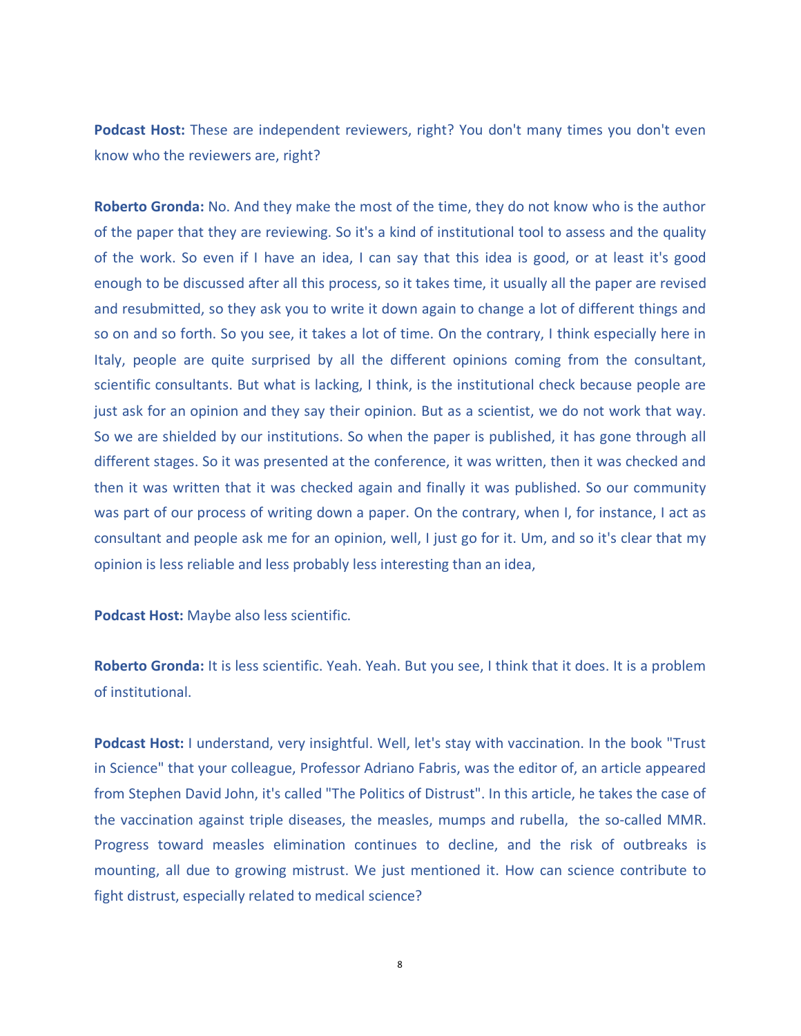**Podcast Host:** These are independent reviewers, right? You don't many times you don't even know who the reviewers are, right?

**Roberto Gronda:** No. And they make the most of the time, they do not know who is the author of the paper that they are reviewing. So it's a kind of institutional tool to assess and the quality of the work. So even if I have an idea, I can say that this idea is good, or at least it's good enough to be discussed after all this process, so it takes time, it usually all the paper are revised and resubmitted, so they ask you to write it down again to change a lot of different things and so on and so forth. So you see, it takes a lot of time. On the contrary, I think especially here in Italy, people are quite surprised by all the different opinions coming from the consultant, scientific consultants. But what is lacking, I think, is the institutional check because people are just ask for an opinion and they say their opinion. But as a scientist, we do not work that way. So we are shielded by our institutions. So when the paper is published, it has gone through all different stages. So it was presented at the conference, it was written, then it was checked and then it was written that it was checked again and finally it was published. So our community was part of our process of writing down a paper. On the contrary, when I, for instance, I act as consultant and people ask me for an opinion, well, I just go for it. Um, and so it's clear that my opinion is less reliable and less probably less interesting than an idea,

**Podcast Host:** Maybe also less scientific.

**Roberto Gronda:** It is less scientific. Yeah. Yeah. But you see, I think that it does. It is a problem of institutional.

**Podcast Host:** I understand, very insightful. Well, let's stay with vaccination. In the book "Trust in Science" that your colleague, Professor Adriano Fabris, was the editor of, an article appeared from Stephen David John, it's called "The Politics of Distrust". In this article, he takes the case of the vaccination against triple diseases, the measles, mumps and rubella, the so-called MMR. Progress toward measles elimination continues to decline, and the risk of outbreaks is mounting, all due to growing mistrust. We just mentioned it. How can science contribute to fight distrust, especially related to medical science?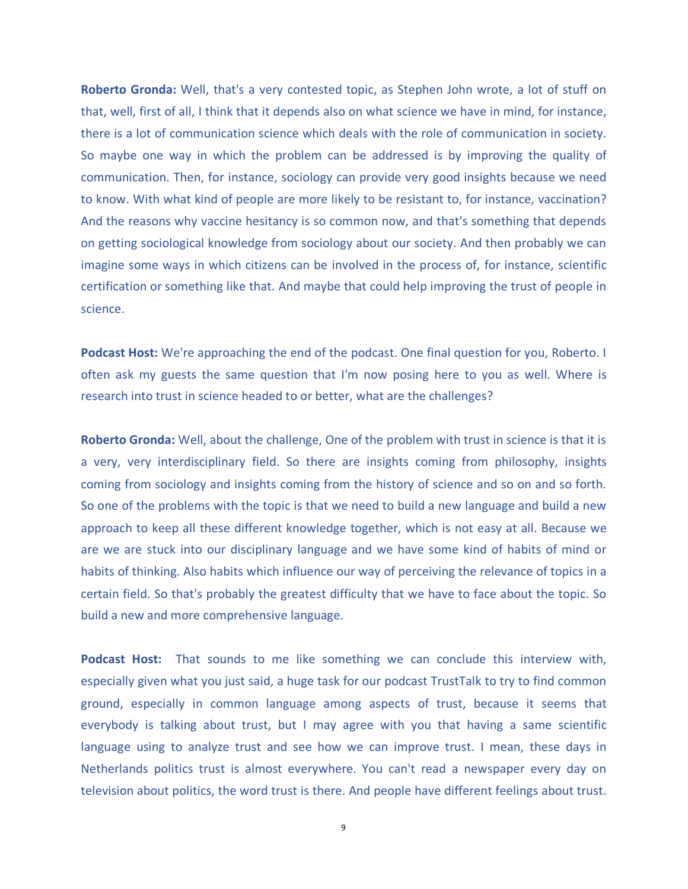**Roberto Gronda:** Well, that's a very contested topic, as Stephen John wrote, a lot of stuff on that, well, first of all, I think that it depends also on what science we have in mind, for instance, there is a lot of communication science which deals with the role of communication in society. So maybe one way in which the problem can be addressed is by improving the quality of communication. Then, for instance, sociology can provide very good insights because we need to know. With what kind of people are more likely to be resistant to, for instance, vaccination? And the reasons why vaccine hesitancy is so common now, and that's something that depends on getting sociological knowledge from sociology about our society. And then probably we can imagine some ways in which citizens can be involved in the process of, for instance, scientific certification or something like that. And maybe that could help improving the trust of people in science.

**Podcast Host:** We're approaching the end of the podcast. One final question for you, Roberto. I often ask my guests the same question that I'm now posing here to you as well. Where is research into trust in science headed to or better, what are the challenges?

**Roberto Gronda:** Well, about the challenge, One of the problem with trust in science is that it is a very, very interdisciplinary field. So there are insights coming from philosophy, insights coming from sociology and insights coming from the history of science and so on and so forth. So one of the problems with the topic is that we need to build a new language and build a new approach to keep all these different knowledge together, which is not easy at all. Because we are we are stuck into our disciplinary language and we have some kind of habits of mind or habits of thinking. Also habits which influence our way of perceiving the relevance of topics in a certain field. So that's probably the greatest difficulty that we have to face about the topic. So build a new and more comprehensive language.

**Podcast Host:** That sounds to me like something we can conclude this interview with, especially given what you just said, a huge task for our podcast TrustTalk to try to find common ground, especially in common language among aspects of trust, because it seems that everybody is talking about trust, but I may agree with you that having a same scientific language using to analyze trust and see how we can improve trust. I mean, these days in Netherlands politics trust is almost everywhere. You can't read a newspaper every day on television about politics, the word trust is there. And people have different feelings about trust.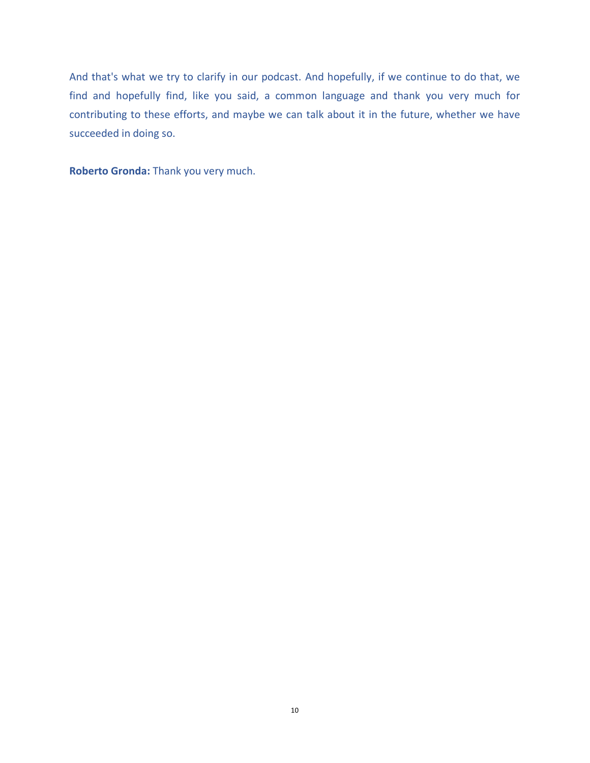And that's what we try to clarify in our podcast. And hopefully, if we continue to do that, we find and hopefully find, like you said, a common language and thank you very much for contributing to these efforts, and maybe we can talk about it in the future, whether we have succeeded in doing so.

**Roberto Gronda:** Thank you very much.